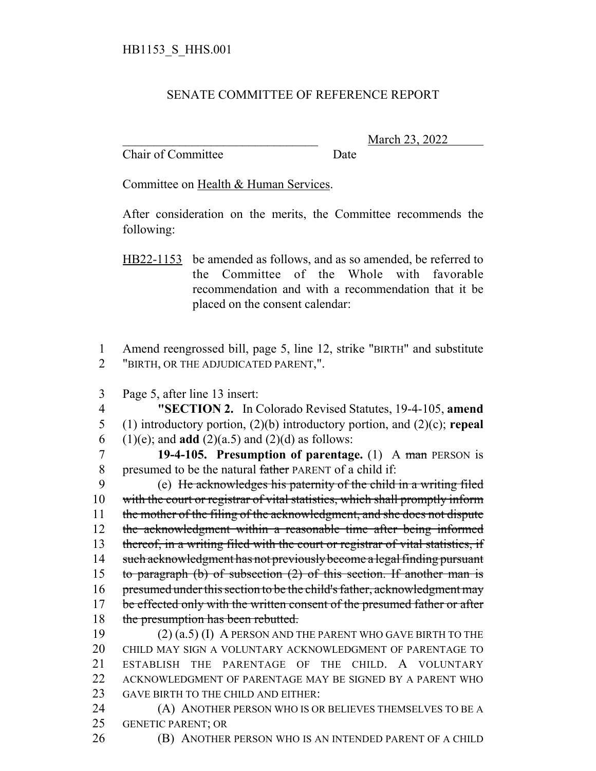HB1153_S_HHS.001

# SENATE COMMITTEE OF REFERENCE REPORT

\_\_\_\_\_\_\_\_\_\_\_\_\_\_\_\_\_\_\_\_\_\_\_\_\_\_\_\_\_\_\_\_ March 23, 2022
Chair of Committee Date

Committee on Health & Human Services.

After consideration on the merits, the Committee recommends the following:

HB22-1153 be amended as follows, and as so amended, be referred to the Committee of the Whole with favorable recommendation and with a recommendation that it be placed on the consent calendar:

1 Amend reengrossed bill, page 5, line 12, strike "BIRTH" and substitute
2 "BIRTH, OR THE ADJUDICATED PARENT,".

3 Page 5, after line 13 insert:
4 "**SECTION 2.** In Colorado Revised Statutes, 19-4-105, **amend**
5 (1) introductory portion, (2)(b) introductory portion, and (2)(c); **repeal**
6 (1)(e); and **add** (2)(a.5) and (2)(d) as follows:
7 **19-4-105. Presumption of parentage.** (1) A ~~man~~ PERSON is
8 presumed to be the natural ~~father~~ PARENT of a child if:
9 (e) ~~He acknowledges his paternity of the child in a writing filed~~
10 ~~with the court or registrar of vital statistics, which shall promptly inform~~
11 ~~the mother of the filing of the acknowledgment, and she does not dispute~~
12 ~~the acknowledgment within a reasonable time after being informed~~
13 ~~thereof, in a writing filed with the court or registrar of vital statistics, if~~
14 ~~such acknowledgment has not previously become a legal finding pursuant~~
15 ~~to paragraph (b) of subsection (2) of this section. If another man is~~
16 ~~presumed under this section to be the child's father, acknowledgment may~~
17 ~~be effected only with the written consent of the presumed father or after~~
18 ~~the presumption has been rebutted.~~
19 (2) (a.5) (I) A PERSON AND THE PARENT WHO GAVE BIRTH TO THE
20 CHILD MAY SIGN A VOLUNTARY ACKNOWLEDGMENT OF PARENTAGE TO
21 ESTABLISH THE PARENTAGE OF THE CHILD. A VOLUNTARY
22 ACKNOWLEDGMENT OF PARENTAGE MAY BE SIGNED BY A PARENT WHO
23 GAVE BIRTH TO THE CHILD AND EITHER:
24 (A) ANOTHER PERSON WHO IS OR BELIEVES THEMSELVES TO BE A
25 GENETIC PARENT; OR
26 (B) ANOTHER PERSON WHO IS AN INTENDED PARENT OF A CHILD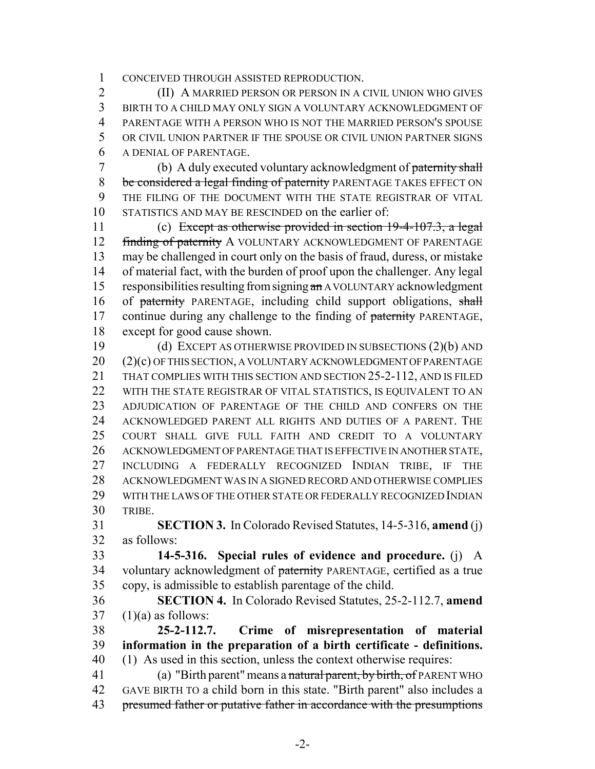CONCEIVED THROUGH ASSISTED REPRODUCTION.

(II) A MARRIED PERSON OR PERSON IN A CIVIL UNION WHO GIVES BIRTH TO A CHILD MAY ONLY SIGN A VOLUNTARY ACKNOWLEDGMENT OF PARENTAGE WITH A PERSON WHO IS NOT THE MARRIED PERSON'S SPOUSE OR CIVIL UNION PARTNER IF THE SPOUSE OR CIVIL UNION PARTNER SIGNS A DENIAL OF PARENTAGE.

(b) A duly executed voluntary acknowledgment of ~~paternity shall be considered a legal finding of paternity~~ PARENTAGE TAKES EFFECT ON THE FILING OF THE DOCUMENT WITH THE STATE REGISTRAR OF VITAL STATISTICS AND MAY BE RESCINDED on the earlier of:

(c) ~~Except as otherwise provided in section 19-4-107.3, a legal finding of paternity~~ A VOLUNTARY ACKNOWLEDGMENT OF PARENTAGE may be challenged in court only on the basis of fraud, duress, or mistake of material fact, with the burden of proof upon the challenger. Any legal responsibilities resulting from signing ~~an~~ A VOLUNTARY acknowledgment of ~~paternity~~ PARENTAGE, including child support obligations, ~~shall~~ continue during any challenge to the finding of ~~paternity~~ PARENTAGE, except for good cause shown.

(d) EXCEPT AS OTHERWISE PROVIDED IN SUBSECTIONS (2)(b) AND (2)(c) OF THIS SECTION, A VOLUNTARY ACKNOWLEDGMENT OF PARENTAGE THAT COMPLIES WITH THIS SECTION AND SECTION 25-2-112, AND IS FILED WITH THE STATE REGISTRAR OF VITAL STATISTICS, IS EQUIVALENT TO AN ADJUDICATION OF PARENTAGE OF THE CHILD AND CONFERS ON THE ACKNOWLEDGED PARENT ALL RIGHTS AND DUTIES OF A PARENT. THE COURT SHALL GIVE FULL FAITH AND CREDIT TO A VOLUNTARY ACKNOWLEDGMENT OF PARENTAGE THAT IS EFFECTIVE IN ANOTHER STATE, INCLUDING A FEDERALLY RECOGNIZED INDIAN TRIBE, IF THE ACKNOWLEDGMENT WAS IN A SIGNED RECORD AND OTHERWISE COMPLIES WITH THE LAWS OF THE OTHER STATE OR FEDERALLY RECOGNIZED INDIAN TRIBE.

**SECTION 3.** In Colorado Revised Statutes, 14-5-316, **amend** (j) as follows:

**14-5-316. Special rules of evidence and procedure.** (j) A voluntary acknowledgment of ~~paternity~~ PARENTAGE, certified as a true copy, is admissible to establish parentage of the child.

**SECTION 4.** In Colorado Revised Statutes, 25-2-112.7, **amend** (1)(a) as follows:

**25-2-112.7. Crime of misrepresentation of material information in the preparation of a birth certificate - definitions.** (1) As used in this section, unless the context otherwise requires:

(a) "Birth parent" means a ~~natural parent, by birth, of~~ PARENT WHO GAVE BIRTH TO a child born in this state. "Birth parent" also includes a ~~presumed father or putative father in accordance with the presumptions~~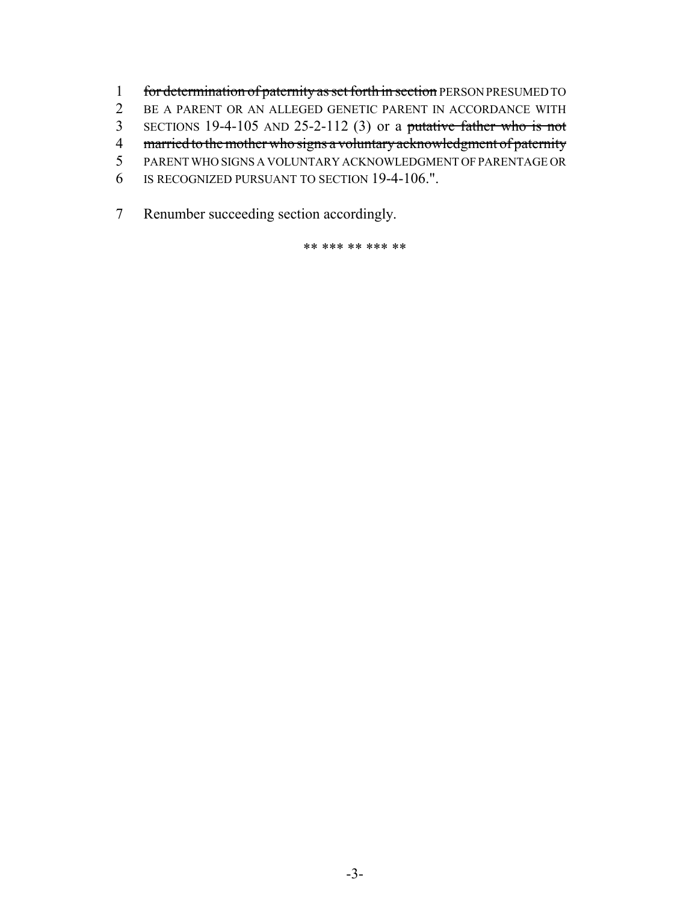1 ~~for determination of paternity as set forth in section~~ PERSON PRESUMED TO
2 BE A PARENT OR AN ALLEGED GENETIC PARENT IN ACCORDANCE WITH
3 SECTIONS 19-4-105 AND 25-2-112 (3) or a ~~putative father who is not~~
4 ~~married to the mother who signs a voluntary acknowledgment of paternity~~
5 PARENT WHO SIGNS A VOLUNTARY ACKNOWLEDGMENT OF PARENTAGE OR
6 IS RECOGNIZED PURSUANT TO SECTION 19-4-106.".

7 Renumber succeeding section accordingly.

** *** ** *** **